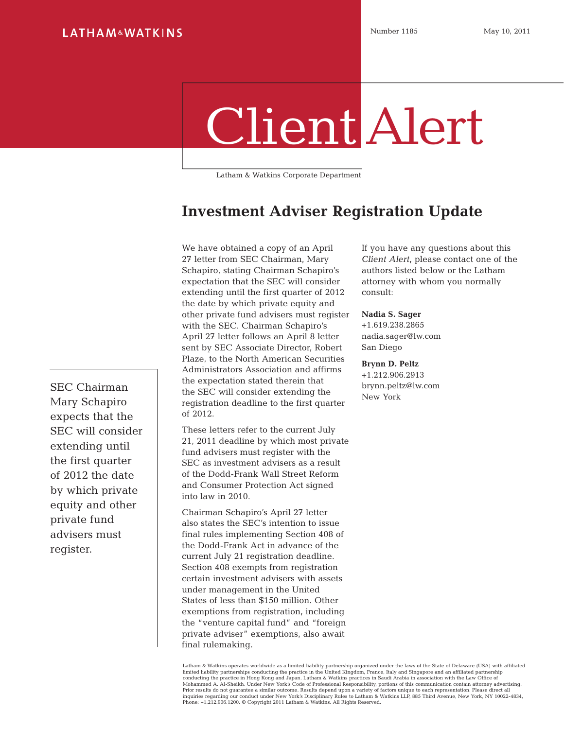LATHAM & WATKINS

Number 1185 May 10, 2011

# Client Alert

Latham & Watkins Corporate Department

## Investment Adviser Registration Update

SEC Chairman Mary Schapiro expects that the SEC will consider extending until the first quarter of 2012 the date by which private equity and other private fund advisers must register.

We have obtained a copy of an April 27 letter from SEC Chairman, Mary Schapiro, stating Chairman Schapiro's expectation that the SEC will consider extending until the first quarter of 2012 the date by which private equity and other private fund advisers must register with the SEC. Chairman Schapiro's April 27 letter follows an April 8 letter sent by SEC Associate Director, Robert Plaze, to the North American Securities Administrators Association and affirms the expectation stated therein that the SEC will consider extending the registration deadline to the first quarter of 2012.

These letters refer to the current July 21, 2011 deadline by which most private fund advisers must register with the SEC as investment advisers as a result of the Dodd-Frank Wall Street Reform and Consumer Protection Act signed into law in 2010.

Chairman Schapiro's April 27 letter also states the SEC's intention to issue final rules implementing Section 408 of the Dodd-Frank Act in advance of the current July 21 registration deadline. Section 408 exempts from registration certain investment advisers with assets under management in the United States of less than $150 million. Other exemptions from registration, including the "venture capital fund" and "foreign private adviser" exemptions, also await final rulemaking.

If you have any questions about this *Client Alert*, please contact one of the authors listed below or the Latham attorney with whom you normally consult:

**Nadia S. Sager**
+1.619.238.2865
nadia.sager@lw.com
San Diego

**Brynn D. Peltz**
+1.212.906.2913
brynn.peltz@lw.com
New York

Latham & Watkins operates worldwide as a limited liability partnership organized under the laws of the State of Delaware (USA) with affiliated limited liability partnerships conducting the practice in the United Kingdom, France, Italy and Singapore and an affiliated partnership conducting the practice in Hong Kong and Japan. Latham & Watkins practices in Saudi Arabia in association with the Law Office of Mohammed A. Al-Sheikh. Under New York's Code of Professional Responsibility, portions of this communication contain attorney advertising. Prior results do not guarantee a similar outcome. Results depend upon a variety of factors unique to each representation. Please direct all inquiries regarding our conduct under New York's Disciplinary Rules to Latham & Watkins LLP, 885 Third Avenue, New York, NY 10022-4834, Phone: +1.212.906.1200. © Copyright 2011 Latham & Watkins. All Rights Reserved.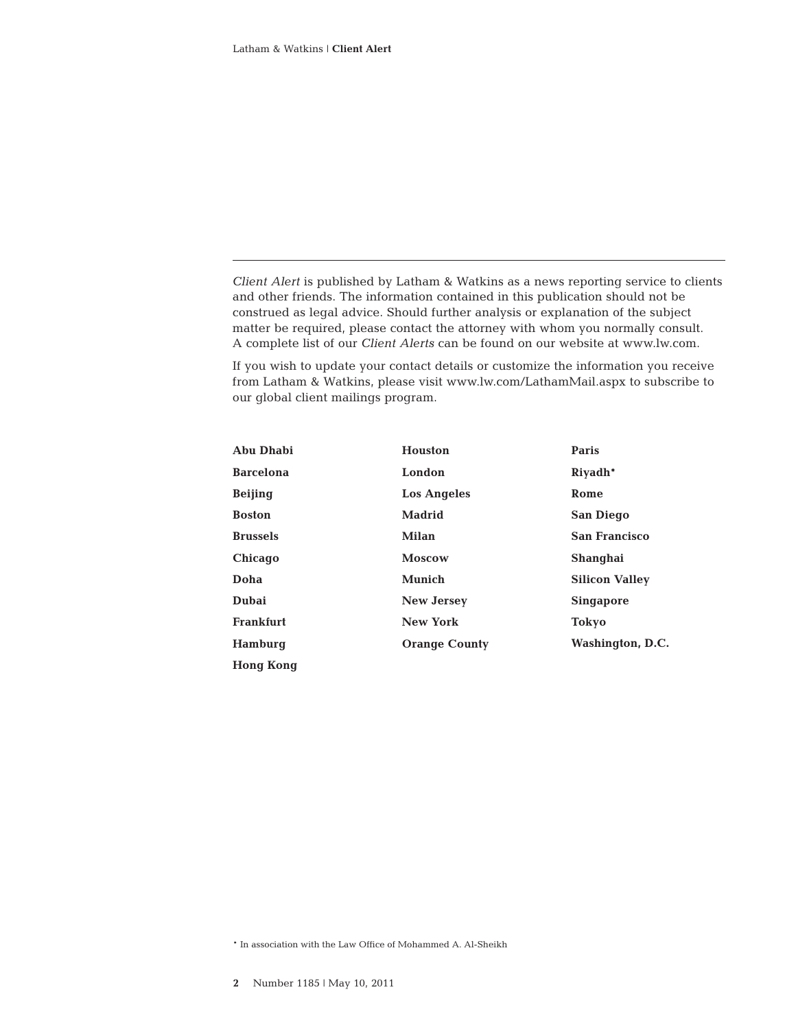*Client Alert* is published by Latham & Watkins as a news reporting service to clients and other friends. The information contained in this publication should not be construed as legal advice. Should further analysis or explanation of the subject matter be required, please contact the attorney with whom you normally consult. A complete list of our *Client Alerts* can be found on our website at www.lw.com.

If you wish to update your contact details or customize the information you receive from Latham & Watkins, please visit www.lw.com/LathamMail.aspx to subscribe to our global client mailings program.

**Abu Dhabi**
**Barcelona**
**Beijing**
**Boston**
**Brussels**
**Chicago**
**Doha**
**Dubai**
**Frankfurt**
**Hamburg**
**Hong Kong**
**Houston**
**London**
**Los Angeles**
**Madrid**
**Milan**
**Moscow**
**Munich**
**New Jersey**
**New York**
**Orange County**
**Paris**
**Riyadh***
**Rome**
**San Diego**
**San Francisco**
**Shanghai**
**Silicon Valley**
**Singapore**
**Tokyo**
**Washington, D.C.**

* In association with the Law Office of Mohammed A. Al-Sheikh